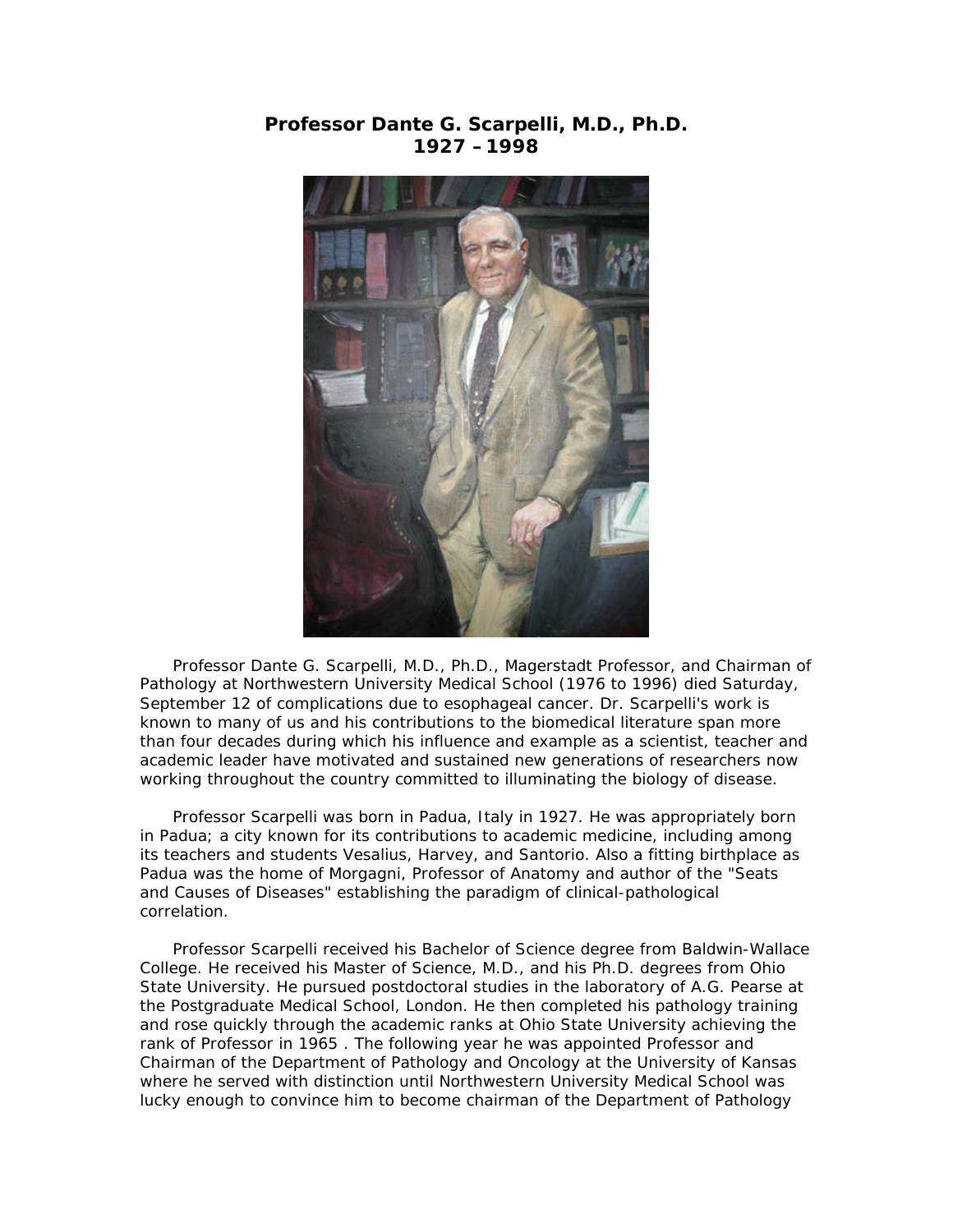# Professor Dante G. Scarpelli, M.D., Ph.D.
## 1927 – 1998

Professor Dante G. Scarpelli, M.D., Ph.D., Magerstadt Professor, and Chairman of Pathology at Northwestern University Medical School (1976 to 1996) died Saturday, September 12 of complications due to esophageal cancer. Dr. Scarpelli's work is known to many of us and his contributions to the biomedical literature span more than four decades during which his influence and example as a scientist, teacher and academic leader have motivated and sustained new generations of researchers now working throughout the country committed to illuminating the biology of disease.

Professor Scarpelli was born in Padua, Italy in 1927. He was appropriately born in Padua; a city known for its contributions to academic medicine, including among its teachers and students Vesalius, Harvey, and Santorio. Also a fitting birthplace as Padua was the home of Morgagni, Professor of Anatomy and author of the "Seats and Causes of Diseases" establishing the paradigm of clinical-pathological correlation.

Professor Scarpelli received his Bachelor of Science degree from Baldwin-Wallace College. He received his Master of Science, M.D., and his Ph.D. degrees from Ohio State University. He pursued postdoctoral studies in the laboratory of A.G. Pearse at the Postgraduate Medical School, London. He then completed his pathology training and rose quickly through the academic ranks at Ohio State University achieving the rank of Professor in 1965 . The following year he was appointed Professor and Chairman of the Department of Pathology and Oncology at the University of Kansas where he served with distinction until Northwestern University Medical School was lucky enough to convince him to become chairman of the Department of Pathology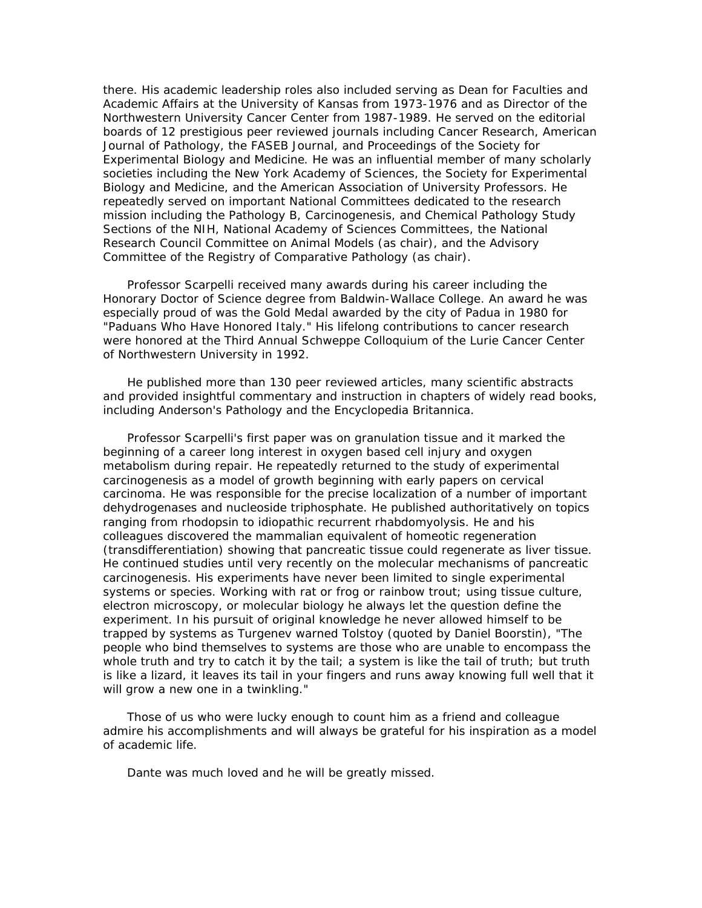there. His academic leadership roles also included serving as Dean for Faculties and Academic Affairs at the University of Kansas from 1973-1976 and as Director of the Northwestern University Cancer Center from 1987-1989. He served on the editorial boards of 12 prestigious peer reviewed journals including Cancer Research, American Journal of Pathology, the FASEB Journal, and Proceedings of the Society for Experimental Biology and Medicine. He was an influential member of many scholarly societies including the New York Academy of Sciences, the Society for Experimental Biology and Medicine, and the American Association of University Professors. He repeatedly served on important National Committees dedicated to the research mission including the Pathology B, Carcinogenesis, and Chemical Pathology Study Sections of the NIH, National Academy of Sciences Committees, the National Research Council Committee on Animal Models (as chair), and the Advisory Committee of the Registry of Comparative Pathology (as chair).

Professor Scarpelli received many awards during his career including the Honorary Doctor of Science degree from Baldwin-Wallace College. An award he was especially proud of was the Gold Medal awarded by the city of Padua in 1980 for "Paduans Who Have Honored Italy." His lifelong contributions to cancer research were honored at the Third Annual Schweppe Colloquium of the Lurie Cancer Center of Northwestern University in 1992.

He published more than 130 peer reviewed articles, many scientific abstracts and provided insightful commentary and instruction in chapters of widely read books, including Anderson's Pathology and the Encyclopedia Britannica.

Professor Scarpelli's first paper was on granulation tissue and it marked the beginning of a career long interest in oxygen based cell injury and oxygen metabolism during repair. He repeatedly returned to the study of experimental carcinogenesis as a model of growth beginning with early papers on cervical carcinoma. He was responsible for the precise localization of a number of important dehydrogenases and nucleoside triphosphate. He published authoritatively on topics ranging from rhodopsin to idiopathic recurrent rhabdomyolysis. He and his colleagues discovered the mammalian equivalent of homeotic regeneration (transdifferentiation) showing that pancreatic tissue could regenerate as liver tissue. He continued studies until very recently on the molecular mechanisms of pancreatic carcinogenesis. His experiments have never been limited to single experimental systems or species. Working with rat or frog or rainbow trout; using tissue culture, electron microscopy, or molecular biology he always let the question define the experiment. In his pursuit of original knowledge he never allowed himself to be trapped by systems as Turgenev warned Tolstoy (quoted by Daniel Boorstin), "The people who bind themselves to systems are those who are unable to encompass the whole truth and try to catch it by the tail; a system is like the tail of truth; but truth is like a lizard, it leaves its tail in your fingers and runs away knowing full well that it will grow a new one in a twinkling."

Those of us who were lucky enough to count him as a friend and colleague admire his accomplishments and will always be grateful for his inspiration as a model of academic life.

Dante was much loved and he will be greatly missed.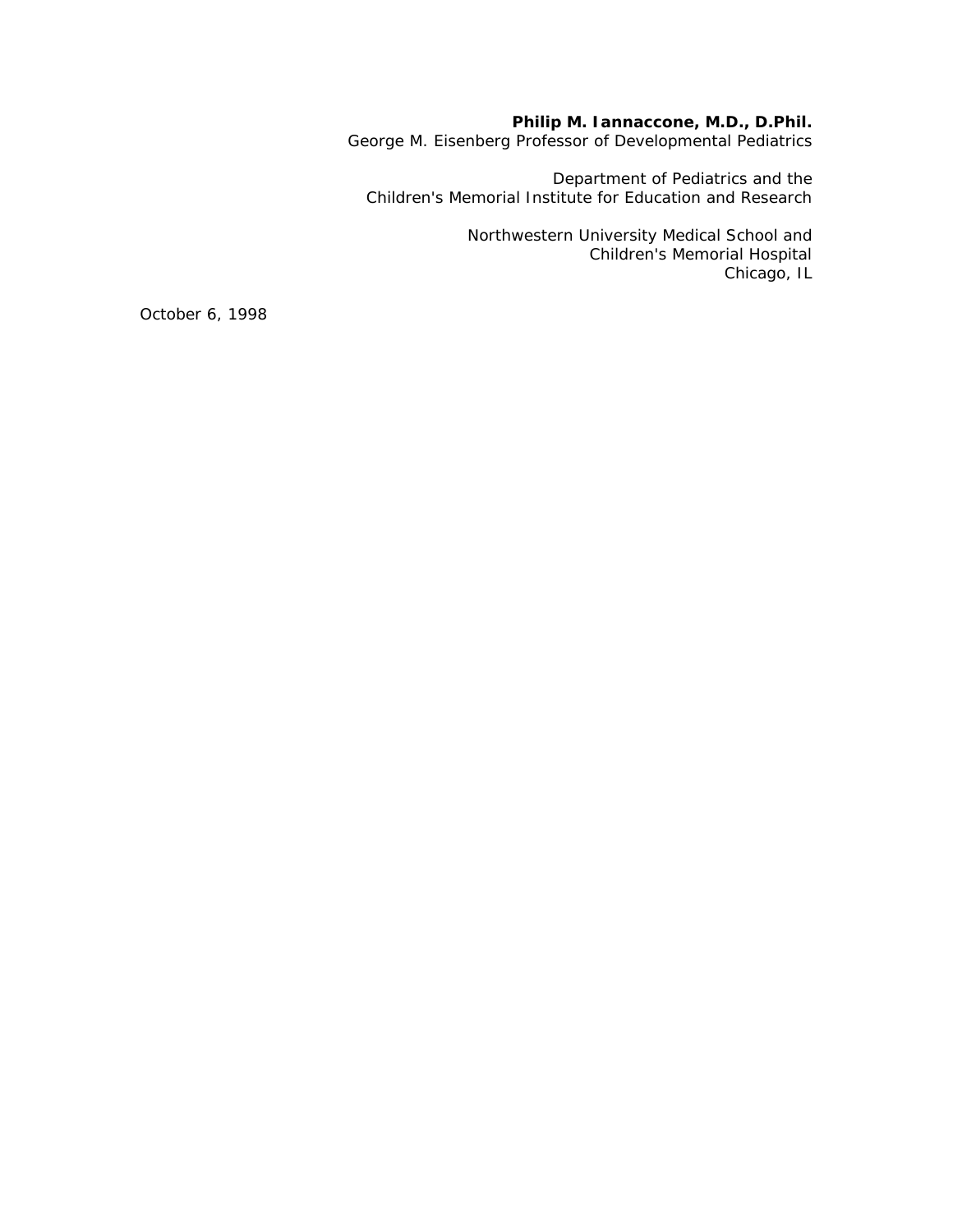**Philip M. Iannaccone, M.D., D.Phil.**
George M. Eisenberg Professor of Developmental Pediatrics

Department of Pediatrics and the
Children's Memorial Institute for Education and Research

Northwestern University Medical School and
Children's Memorial Hospital
Chicago, IL

October 6, 1998